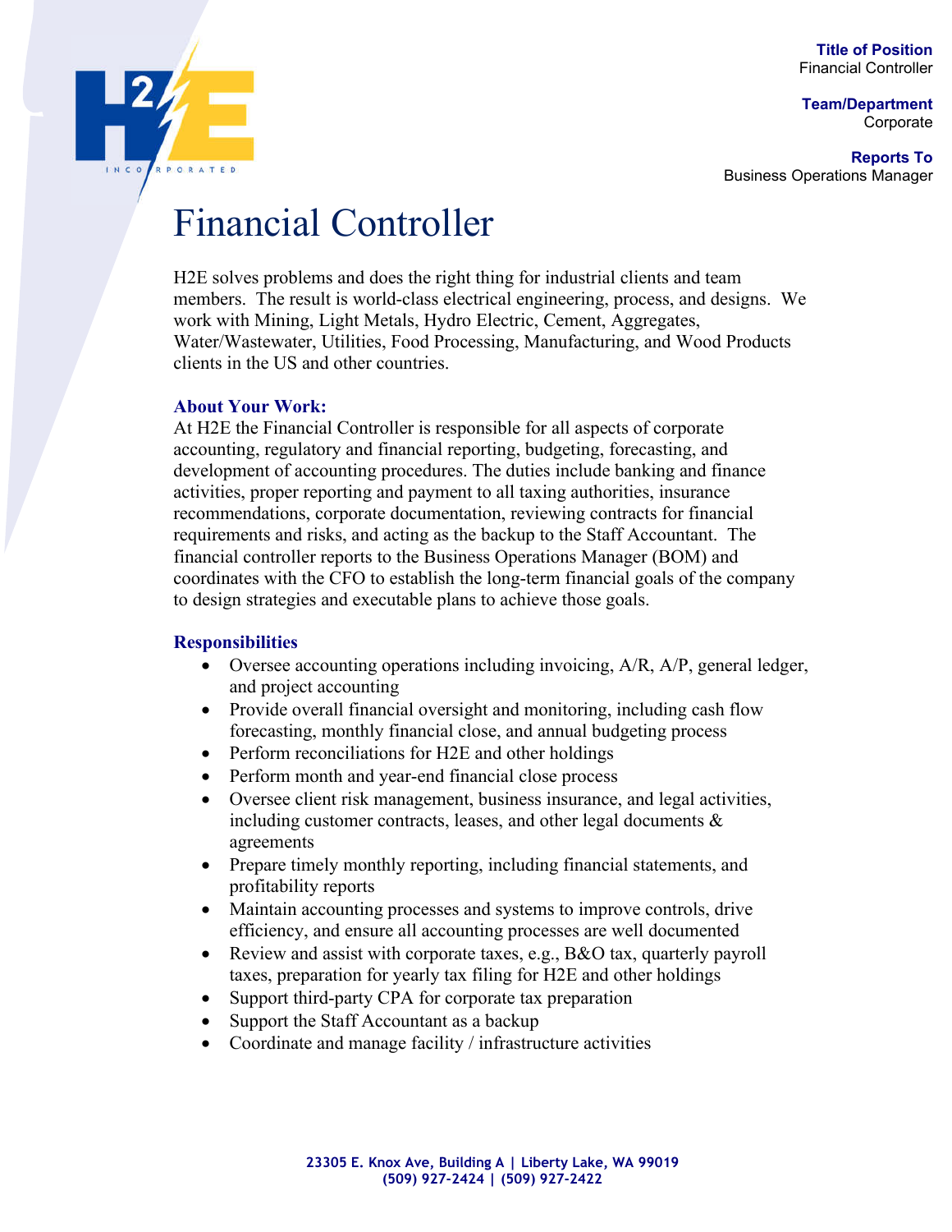**Title of Position**
Financial Controller

**Team/Department**
Corporate

**Reports To**
Business Operations Manager

# Financial Controller

H2E solves problems and does the right thing for industrial clients and team members. The result is world-class electrical engineering, process, and designs. We work with Mining, Light Metals, Hydro Electric, Cement, Aggregates, Water/Wastewater, Utilities, Food Processing, Manufacturing, and Wood Products clients in the US and other countries.

### About Your Work:

At H2E the Financial Controller is responsible for all aspects of corporate accounting, regulatory and financial reporting, budgeting, forecasting, and development of accounting procedures. The duties include banking and finance activities, proper reporting and payment to all taxing authorities, insurance recommendations, corporate documentation, reviewing contracts for financial requirements and risks, and acting as the backup to the Staff Accountant. The financial controller reports to the Business Operations Manager (BOM) and coordinates with the CFO to establish the long-term financial goals of the company to design strategies and executable plans to achieve those goals.

### Responsibilities

- Oversee accounting operations including invoicing, A/R, A/P, general ledger, and project accounting
- Provide overall financial oversight and monitoring, including cash flow forecasting, monthly financial close, and annual budgeting process
- Perform reconciliations for H2E and other holdings
- Perform month and year-end financial close process
- Oversee client risk management, business insurance, and legal activities, including customer contracts, leases, and other legal documents & agreements
- Prepare timely monthly reporting, including financial statements, and profitability reports
- Maintain accounting processes and systems to improve controls, drive efficiency, and ensure all accounting processes are well documented
- Review and assist with corporate taxes, e.g., B&O tax, quarterly payroll taxes, preparation for yearly tax filing for H2E and other holdings
- Support third-party CPA for corporate tax preparation
- Support the Staff Accountant as a backup
- Coordinate and manage facility / infrastructure activities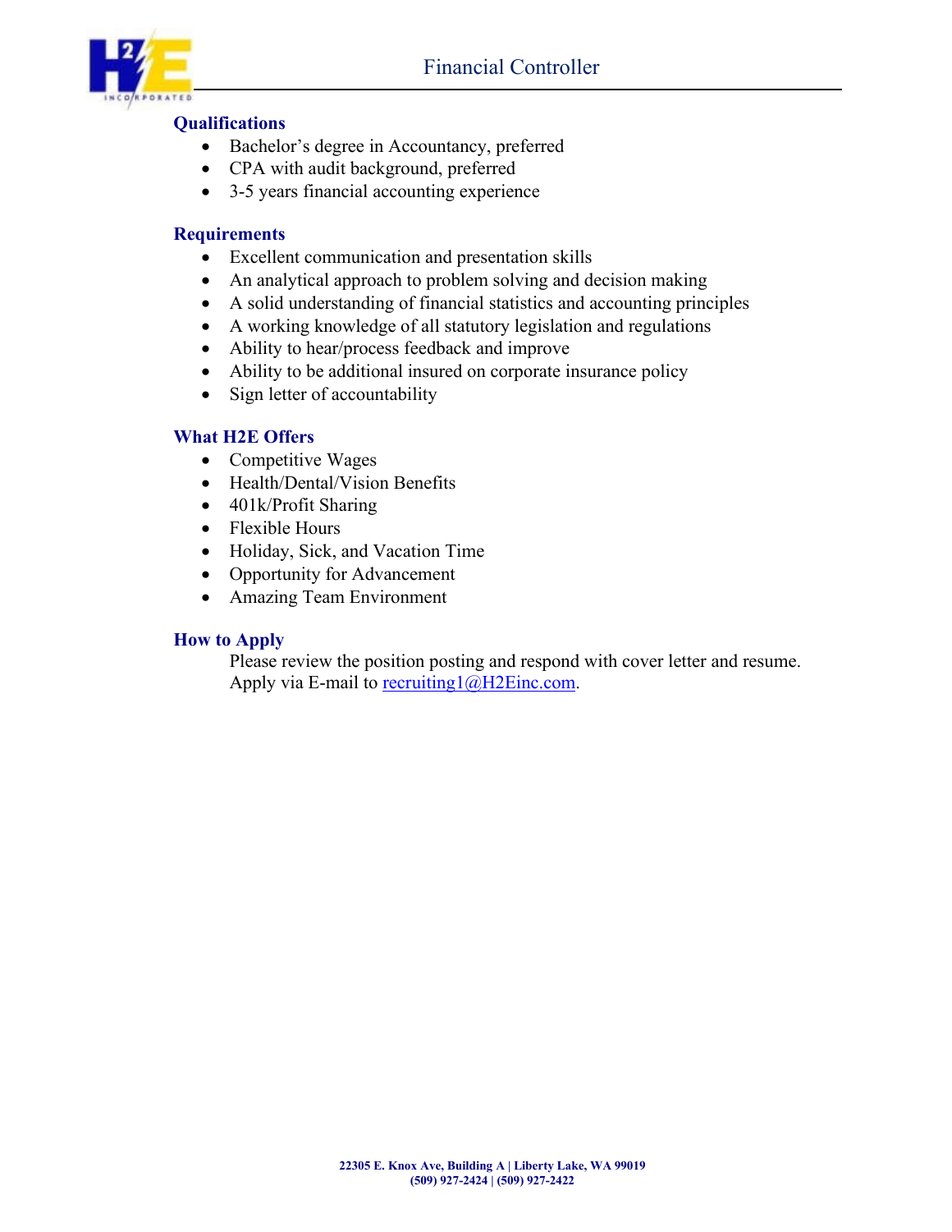## Qualifications

- Bachelor's degree in Accountancy, preferred
- CPA with audit background, preferred
- 3-5 years financial accounting experience

## Requirements

- Excellent communication and presentation skills
- An analytical approach to problem solving and decision making
- A solid understanding of financial statistics and accounting principles
- A working knowledge of all statutory legislation and regulations
- Ability to hear/process feedback and improve
- Ability to be additional insured on corporate insurance policy
- Sign letter of accountability

## What H2E Offers

- Competitive Wages
- Health/Dental/Vision Benefits
- 401k/Profit Sharing
- Flexible Hours
- Holiday, Sick, and Vacation Time
- Opportunity for Advancement
- Amazing Team Environment

## How to Apply

Please review the position posting and respond with cover letter and resume.
Apply via E-mail to recruiting1@H2Einc.com.

**22305 E. Knox Ave, Building A | Liberty Lake, WA 99019**
**(509) 927-2424 | (509) 927-2422**